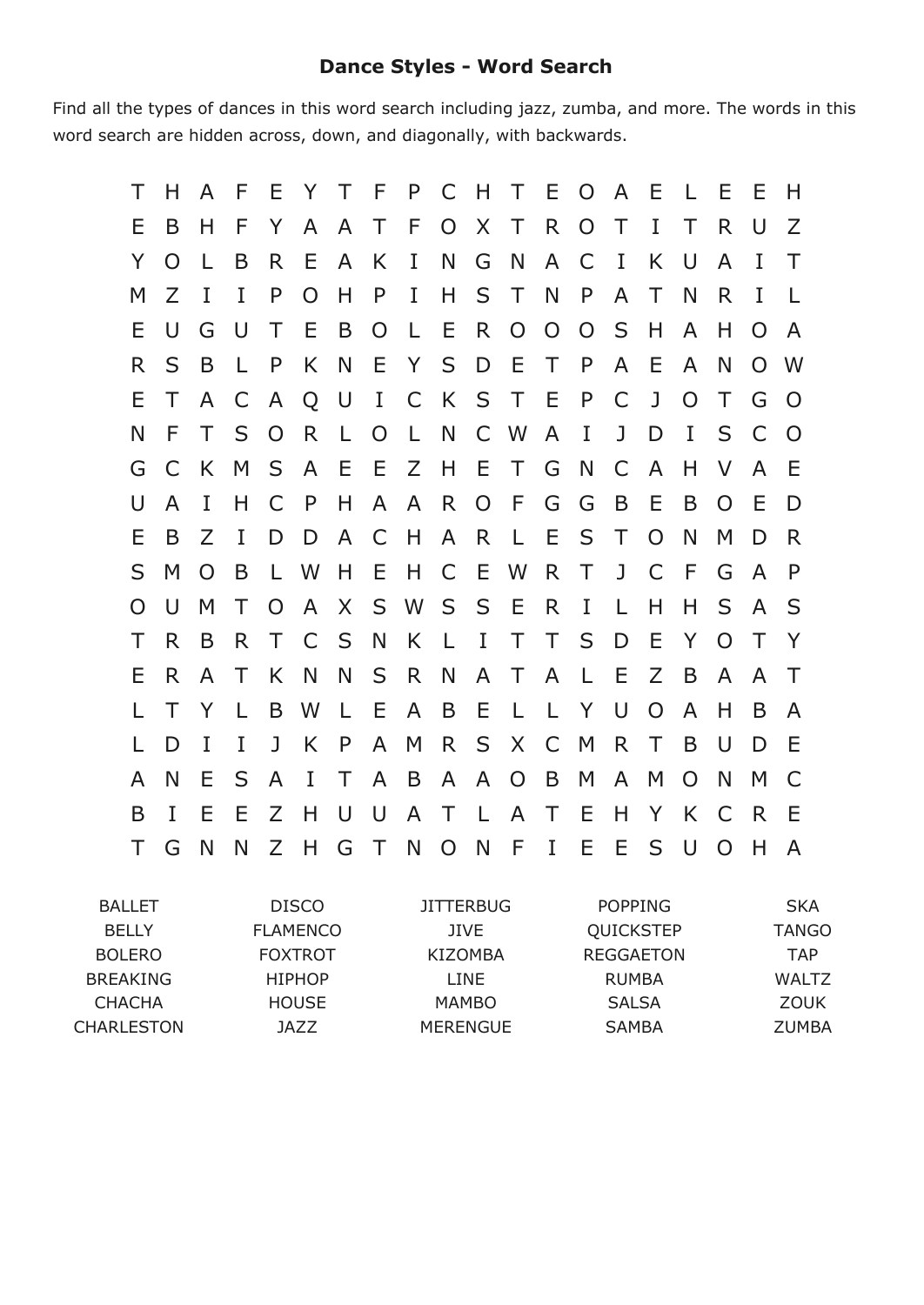## Dance Styles - Word Search

Find all the types of dances in this word search including jazz, zumba, and more. The words in this word search are hidden across, down, and diagonally, with backwards.

```
T H A F E Y T F P C H T E O A E L E E H
E B H F Y A A T F O X T R O T I T R U Z
Y O L B R E A K I N G N A C I K U A I T
M Z I I P O H P I H S T N P A T N R I L
E U G U T E B O L E R O O O S H A H O A
R S B L P K N E Y S D E T P A E A N O W
E T A C A Q U I C K S T E P C J O T G O
N F T S O R L O L N C W A I J D I S C O
G C K M S A E E Z H E T G N C A H V A E
U A I H C P H A A R O F G G B E B O E D
E B Z I D D A C H A R L E S T O N M D R
S M O B L W H E H C E W R T J C F G A P
O U M T O A X S W S S E R I L H H S A S
T R B R T C S N K L I T T S D E Y O T Y
E R A T K N N S R N A T A L E Z B A A T
L T Y L B W L E A B E L L Y U O A H B A
L D I I J K P A M R S X C M R T B U D E
A N E S A I T A B A A O B M A M O N M C
B I E E Z H U U A T L A T E H Y K C R E
T G N N Z H G T N O N F I E E S U O H A
```

| | | | | |
|---|---|---|---|---|
| BALLET | DISCO | JITTERBUG | POPPING | SKA |
| BELLY | FLAMENCO | JIVE | QUICKSTEP | TANGO |
| BOLERO | FOXTROT | KIZOMBA | REGGAETON | TAP |
| BREAKING | HIPHOP | LINE | RUMBA | WALTZ |
| CHACHA | HOUSE | MAMBO | SALSA | ZOUK |
| CHARLESTON | JAZZ | MERENGUE | SAMBA | ZUMBA |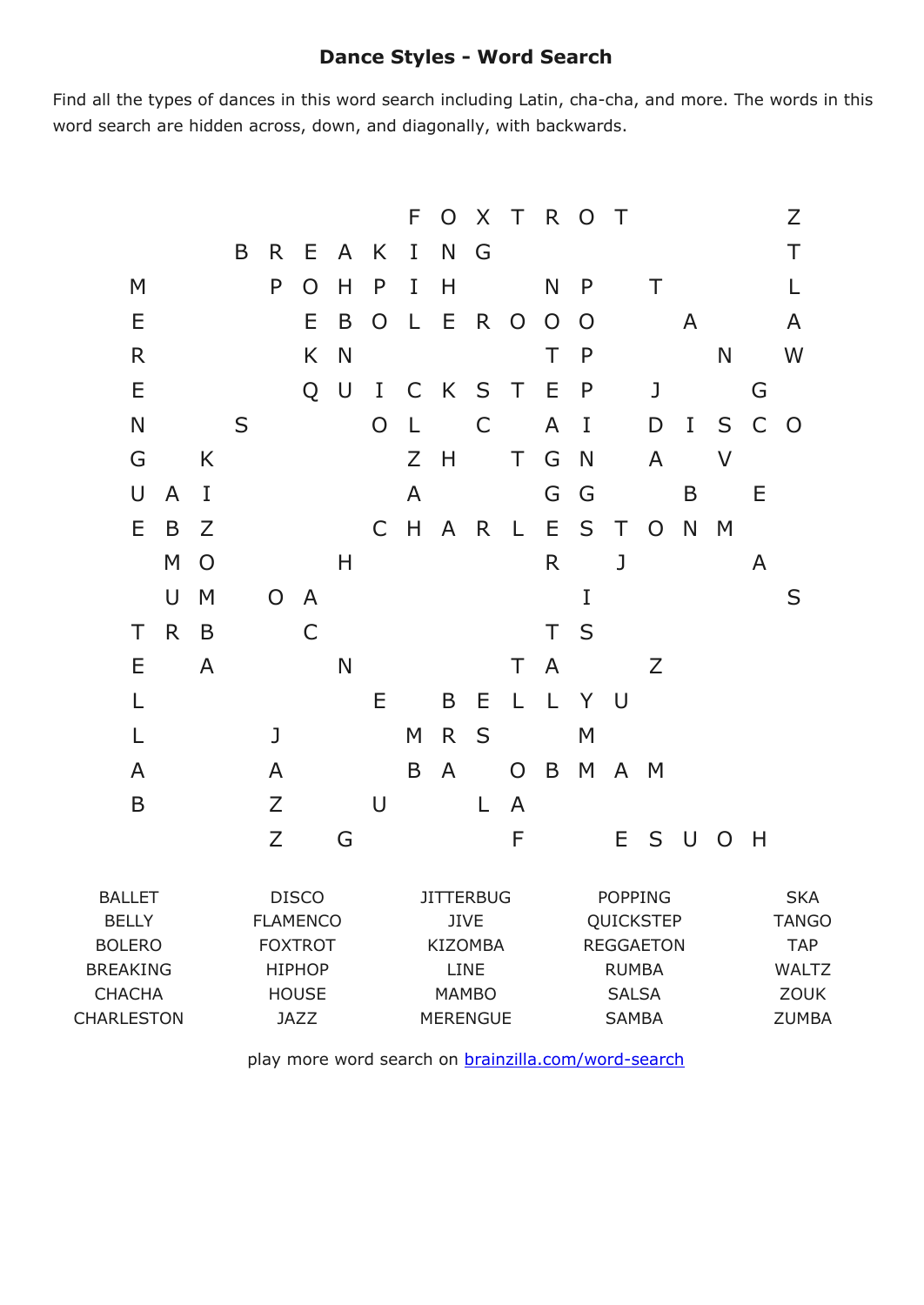# Dance Styles - Word Search

Find all the types of dances in this word search including Latin, cha-cha, and more. The words in this word search are hidden across, down, and diagonally, with backwards.

| | | | | | | | | | | | | | | | | | | | |
|---|---|---|---|---|---|---|---|---|---|---|---|---|---|---|---|---|---|---|---|
| | | | | | | | | F | O | X | T | R | O | T | | | | | Z |
| | | | B | R | E | A | K | I | N | G | | | | | | | | | T |
| M | | | | P | O | H | P | I | H | | | N | P | | T | | | | L |
| E | | | | | E | B | O | L | E | R | O | O | O | | | A | | | A |
| R | | | | | K | N | | | | | | T | P | | | | N | | W |
| E | | | | | Q | U | I | C | K | S | T | E | P | | J | | | G | |
| N | | | S | | | | O | L | | C | | A | I | | D | I | S | C | O |
| G | | K | | | | | | Z | H | | T | G | N | | A | | V | | |
| U | A | I | | | | | | A | | | | G | G | | | B | | E | |
| E | B | Z | | | | | C | H | A | R | L | E | S | T | O | N | M | | |
| | M | O | | | | H | | | | | | R | | J | | | | A | |
| | U | M | | O | A | | | | | | | | I | | | | | | S |
| T | R | B | | | C | | | | | | | T | S | | | | | | |
| E | | A | | | | N | | | | | T | A | | | Z | | | | |
| L | | | | | | | E | | B | E | L | L | Y | U | | | | | |
| L | | | | J | | | | M | R | S | | | M | | | | | | |
| A | | | | A | | | | B | A | | O | B | M | A | M | | | | |
| B | | | | Z | | | U | | | L | A | | | | | | | | |
| | | | | Z | | G | | | | | F | | | E | S | U | O | H | |

| | | | | |
|---|---|---|---|---|
| BALLET | DISCO | JITTERBUG | POPPING | SKA |
| BELLY | FLAMENCO | JIVE | QUICKSTEP | TANGO |
| BOLERO | FOXTROT | KIZOMBA | REGGAETON | TAP |
| BREAKING | HIPHOP | LINE | RUMBA | WALTZ |
| CHACHA | HOUSE | MAMBO | SALSA | ZOUK |
| CHARLESTON | JAZZ | MERENGUE | SAMBA | ZUMBA |

play more word search on [brainzilla.com/word-search](https://brainzilla.com/word-search)